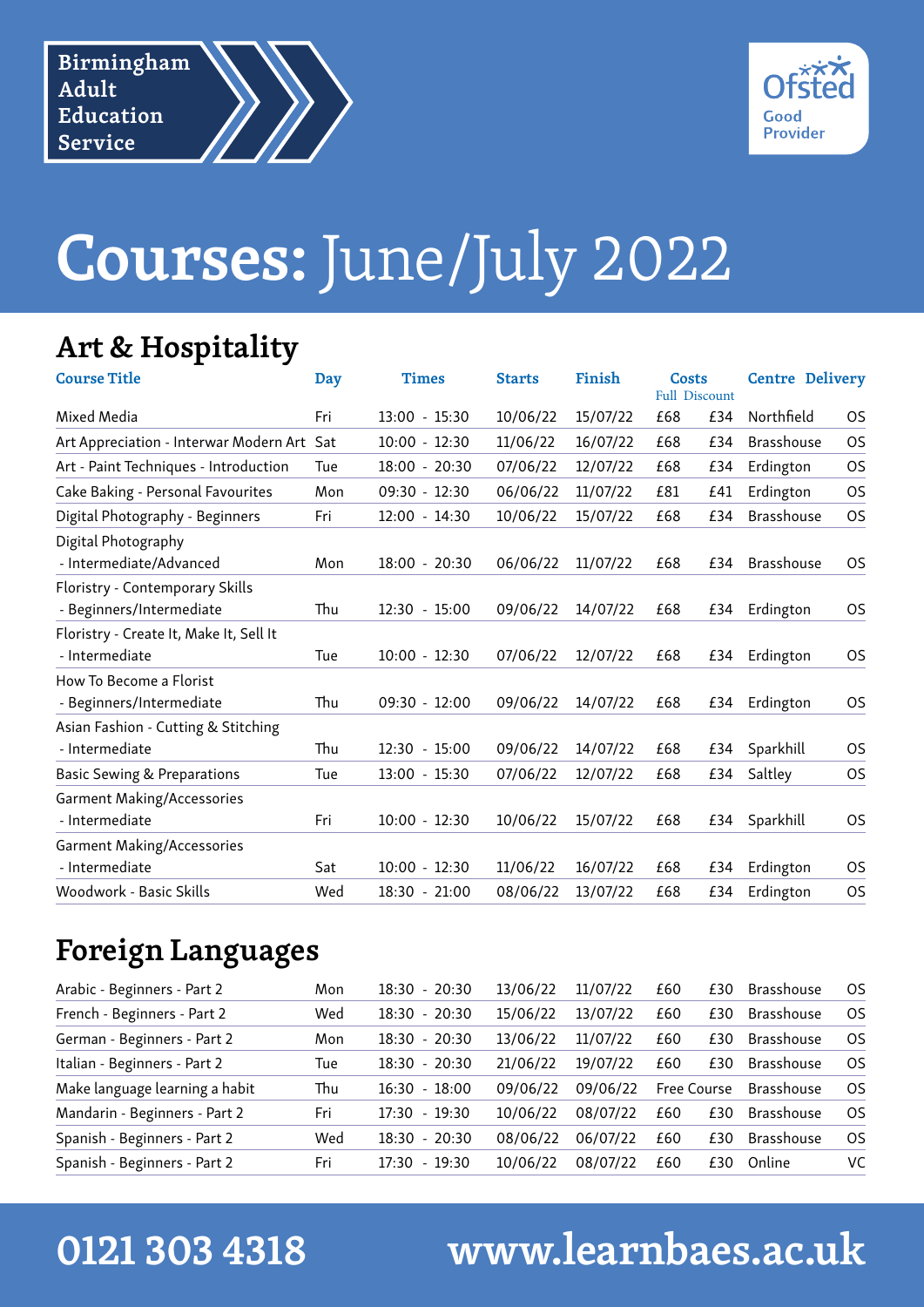Birmingham Adult Education Service

Ofsted Good Provider

# Courses: June/July 2022

## Art & Hospitality

| Course Title | Day | Times | Starts | Finish | Costs Full | Costs Discount | Centre | Delivery |
|---|---|---|---|---|---|---|---|---|
| Mixed Media | Fri | 13:00 - 15:30 | 10/06/22 | 15/07/22 | £68 | £34 | Northfield | OS |
| Art Appreciation - Interwar Modern Art | Sat | 10:00 - 12:30 | 11/06/22 | 16/07/22 | £68 | £34 | Brasshouse | OS |
| Art - Paint Techniques - Introduction | Tue | 18:00 - 20:30 | 07/06/22 | 12/07/22 | £68 | £34 | Erdington | OS |
| Cake Baking - Personal Favourites | Mon | 09:30 - 12:30 | 06/06/22 | 11/07/22 | £81 | £41 | Erdington | OS |
| Digital Photography - Beginners | Fri | 12:00 - 14:30 | 10/06/22 | 15/07/22 | £68 | £34 | Brasshouse | OS |
| Digital Photography - Intermediate/Advanced | Mon | 18:00 - 20:30 | 06/06/22 | 11/07/22 | £68 | £34 | Brasshouse | OS |
| Floristry - Contemporary Skills - Beginners/Intermediate | Thu | 12:30 - 15:00 | 09/06/22 | 14/07/22 | £68 | £34 | Erdington | OS |
| Floristry - Create It, Make It, Sell It - Intermediate | Tue | 10:00 - 12:30 | 07/06/22 | 12/07/22 | £68 | £34 | Erdington | OS |
| How To Become a Florist - Beginners/Intermediate | Thu | 09:30 - 12:00 | 09/06/22 | 14/07/22 | £68 | £34 | Erdington | OS |
| Asian Fashion - Cutting & Stitching - Intermediate | Thu | 12:30 - 15:00 | 09/06/22 | 14/07/22 | £68 | £34 | Sparkhill | OS |
| Basic Sewing & Preparations | Tue | 13:00 - 15:30 | 07/06/22 | 12/07/22 | £68 | £34 | Saltley | OS |
| Garment Making/Accessories - Intermediate | Fri | 10:00 - 12:30 | 10/06/22 | 15/07/22 | £68 | £34 | Sparkhill | OS |
| Garment Making/Accessories - Intermediate | Sat | 10:00 - 12:30 | 11/06/22 | 16/07/22 | £68 | £34 | Erdington | OS |
| Woodwork - Basic Skills | Wed | 18:30 - 21:00 | 08/06/22 | 13/07/22 | £68 | £34 | Erdington | OS |

## Foreign Languages

| | | | | | | | | |
|---|---|---|---|---|---|---|---|---|
| Arabic - Beginners - Part 2 | Mon | 18:30 - 20:30 | 13/06/22 | 11/07/22 | £60 | £30 | Brasshouse | OS |
| French - Beginners - Part 2 | Wed | 18:30 - 20:30 | 15/06/22 | 13/07/22 | £60 | £30 | Brasshouse | OS |
| German - Beginners - Part 2 | Mon | 18:30 - 20:30 | 13/06/22 | 11/07/22 | £60 | £30 | Brasshouse | OS |
| Italian - Beginners - Part 2 | Tue | 18:30 - 20:30 | 21/06/22 | 19/07/22 | £60 | £30 | Brasshouse | OS |
| Make language learning a habit | Thu | 16:30 - 18:00 | 09/06/22 | 09/06/22 | Free Course | | Brasshouse | OS |
| Mandarin - Beginners - Part 2 | Fri | 17:30 - 19:30 | 10/06/22 | 08/07/22 | £60 | £30 | Brasshouse | OS |
| Spanish - Beginners - Part 2 | Wed | 18:30 - 20:30 | 08/06/22 | 06/07/22 | £60 | £30 | Brasshouse | OS |
| Spanish - Beginners - Part 2 | Fri | 17:30 - 19:30 | 10/06/22 | 08/07/22 | £60 | £30 | Online | VC |

**0121 303 4318** **www.learnbaes.ac.uk**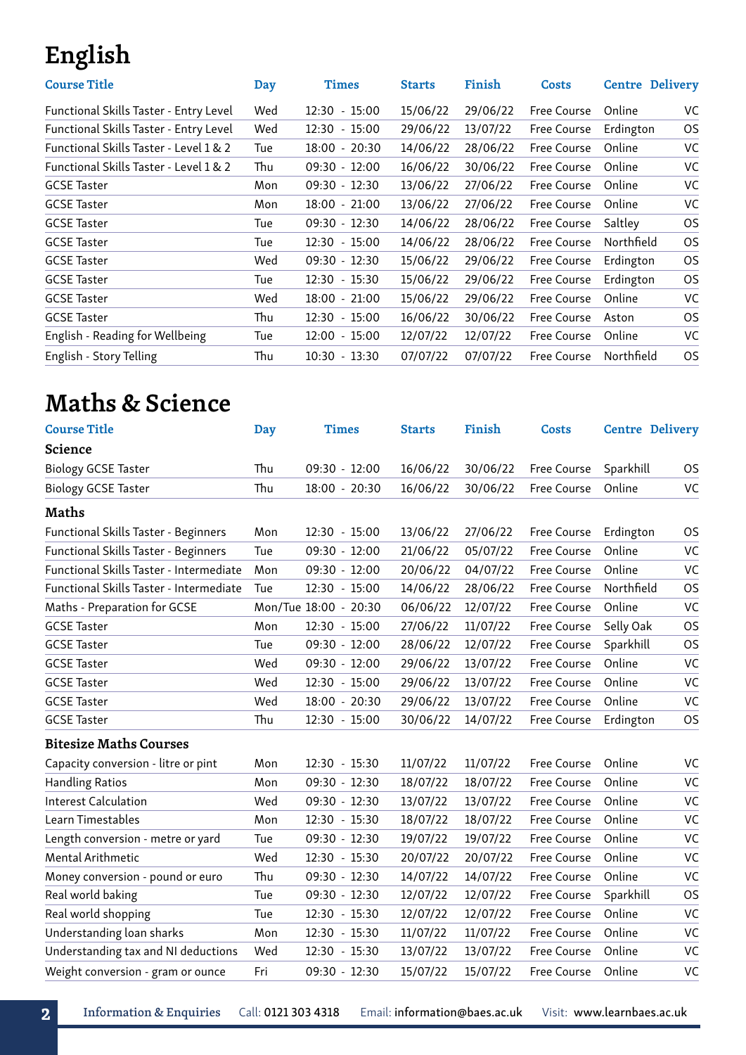# English

| Course Title | Day | Times | Starts | Finish | Costs | Centre | Delivery |
|---|---|---|---|---|---|---|---|
| Functional Skills Taster - Entry Level | Wed | 12:30 - 15:00 | 15/06/22 | 29/06/22 | Free Course | Online | VC |
| Functional Skills Taster - Entry Level | Wed | 12:30 - 15:00 | 29/06/22 | 13/07/22 | Free Course | Erdington | OS |
| Functional Skills Taster - Level 1 & 2 | Tue | 18:00 - 20:30 | 14/06/22 | 28/06/22 | Free Course | Online | VC |
| Functional Skills Taster - Level 1 & 2 | Thu | 09:30 - 12:00 | 16/06/22 | 30/06/22 | Free Course | Online | VC |
| GCSE Taster | Mon | 09:30 - 12:30 | 13/06/22 | 27/06/22 | Free Course | Online | VC |
| GCSE Taster | Mon | 18:00 - 21:00 | 13/06/22 | 27/06/22 | Free Course | Online | VC |
| GCSE Taster | Tue | 09:30 - 12:30 | 14/06/22 | 28/06/22 | Free Course | Saltley | OS |
| GCSE Taster | Tue | 12:30 - 15:00 | 14/06/22 | 28/06/22 | Free Course | Northfield | OS |
| GCSE Taster | Wed | 09:30 - 12:30 | 15/06/22 | 29/06/22 | Free Course | Erdington | OS |
| GCSE Taster | Tue | 12:30 - 15:30 | 15/06/22 | 29/06/22 | Free Course | Erdington | OS |
| GCSE Taster | Wed | 18:00 - 21:00 | 15/06/22 | 29/06/22 | Free Course | Online | VC |
| GCSE Taster | Thu | 12:30 - 15:00 | 16/06/22 | 30/06/22 | Free Course | Aston | OS |
| English - Reading for Wellbeing | Tue | 12:00 - 15:00 | 12/07/22 | 12/07/22 | Free Course | Online | VC |
| English - Story Telling | Thu | 10:30 - 13:30 | 07/07/22 | 07/07/22 | Free Course | Northfield | OS |

# Maths & Science

| Course Title | Day | Times | Starts | Finish | Costs | Centre | Delivery |
|---|---|---|---|---|---|---|---|
| **Science** | | | | | | | |
| Biology GCSE Taster | Thu | 09:30 - 12:00 | 16/06/22 | 30/06/22 | Free Course | Sparkhill | OS |
| Biology GCSE Taster | Thu | 18:00 - 20:30 | 16/06/22 | 30/06/22 | Free Course | Online | VC |
| **Maths** | | | | | | | |
| Functional Skills Taster - Beginners | Mon | 12:30 - 15:00 | 13/06/22 | 27/06/22 | Free Course | Erdington | OS |
| Functional Skills Taster - Beginners | Tue | 09:30 - 12:00 | 21/06/22 | 05/07/22 | Free Course | Online | VC |
| Functional Skills Taster - Intermediate | Mon | 09:30 - 12:00 | 20/06/22 | 04/07/22 | Free Course | Online | VC |
| Functional Skills Taster - Intermediate | Tue | 12:30 - 15:00 | 14/06/22 | 28/06/22 | Free Course | Northfield | OS |
| Maths - Preparation for GCSE | Mon/Tue | 18:00 - 20:30 | 06/06/22 | 12/07/22 | Free Course | Online | VC |
| GCSE Taster | Mon | 12:30 - 15:00 | 27/06/22 | 11/07/22 | Free Course | Selly Oak | OS |
| GCSE Taster | Tue | 09:30 - 12:00 | 28/06/22 | 12/07/22 | Free Course | Sparkhill | OS |
| GCSE Taster | Wed | 09:30 - 12:00 | 29/06/22 | 13/07/22 | Free Course | Online | VC |
| GCSE Taster | Wed | 12:30 - 15:00 | 29/06/22 | 13/07/22 | Free Course | Online | VC |
| GCSE Taster | Wed | 18:00 - 20:30 | 29/06/22 | 13/07/22 | Free Course | Online | VC |
| GCSE Taster | Thu | 12:30 - 15:00 | 30/06/22 | 14/07/22 | Free Course | Erdington | OS |
| **Bitesize Maths Courses** | | | | | | | |
| Capacity conversion - litre or pint | Mon | 12:30 - 15:30 | 11/07/22 | 11/07/22 | Free Course | Online | VC |
| Handling Ratios | Mon | 09:30 - 12:30 | 18/07/22 | 18/07/22 | Free Course | Online | VC |
| Interest Calculation | Wed | 09:30 - 12:30 | 13/07/22 | 13/07/22 | Free Course | Online | VC |
| Learn Timestables | Mon | 12:30 - 15:30 | 18/07/22 | 18/07/22 | Free Course | Online | VC |
| Length conversion - metre or yard | Tue | 09:30 - 12:30 | 19/07/22 | 19/07/22 | Free Course | Online | VC |
| Mental Arithmetic | Wed | 12:30 - 15:30 | 20/07/22 | 20/07/22 | Free Course | Online | VC |
| Money conversion - pound or euro | Thu | 09:30 - 12:30 | 14/07/22 | 14/07/22 | Free Course | Online | VC |
| Real world baking | Tue | 09:30 - 12:30 | 12/07/22 | 12/07/22 | Free Course | Sparkhill | OS |
| Real world shopping | Tue | 12:30 - 15:30 | 12/07/22 | 12/07/22 | Free Course | Online | VC |
| Understanding loan sharks | Mon | 12:30 - 15:30 | 11/07/22 | 11/07/22 | Free Course | Online | VC |
| Understanding tax and NI deductions | Wed | 12:30 - 15:30 | 13/07/22 | 13/07/22 | Free Course | Online | VC |
| Weight conversion - gram or ounce | Fri | 09:30 - 12:30 | 15/07/22 | 15/07/22 | Free Course | Online | VC |

**Information & Enquiries** Call: 0121 303 4318 Email: information@baes.ac.uk Visit: www.learnbaes.ac.uk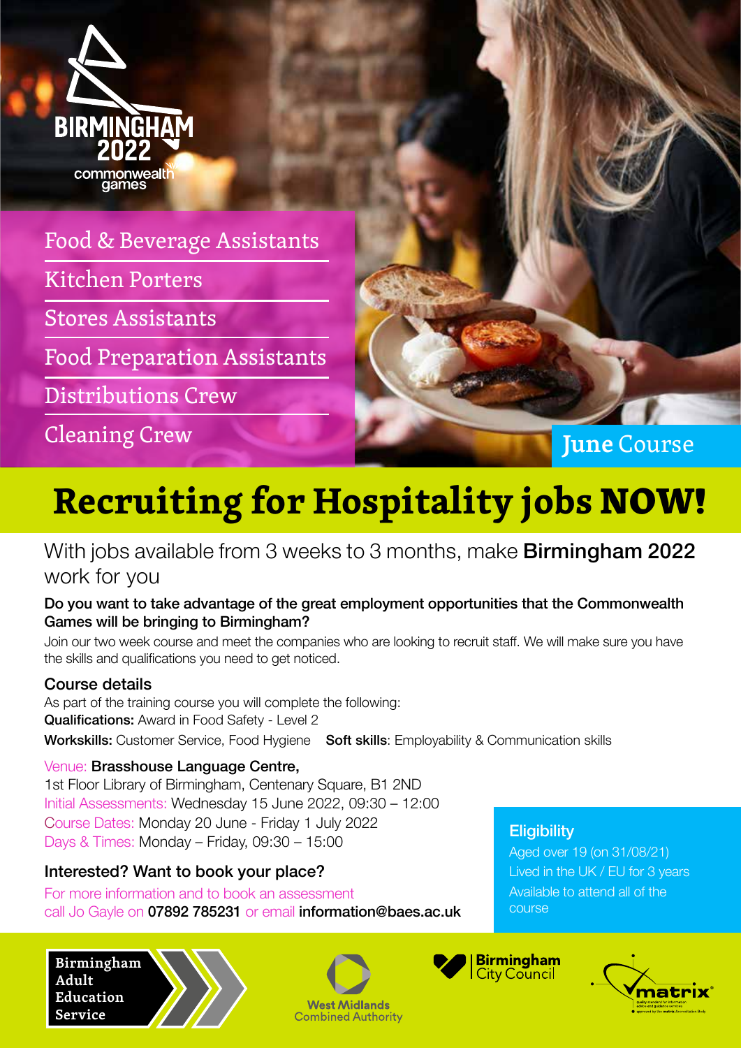BIRMINGHAM 2022 commonwealth games

- Food & Beverage Assistants
- Kitchen Porters
- Stores Assistants
- Food Preparation Assistants
- Distributions Crew
- Cleaning Crew

**June** Course

# Recruiting for Hospitality jobs NOW!

## With jobs available from 3 weeks to 3 months, make **Birmingham 2022** work for you

**Do you want to take advantage of the great employment opportunities that the Commonwealth Games will be bringing to Birmingham?**

Join our two week course and meet the companies who are looking to recruit staff. We will make sure you have the skills and qualifications you need to get noticed.

### Course details

As part of the training course you will complete the following:

**Qualifications:** Award in Food Safety - Level 2

**Workskills:** Customer Service, Food Hygiene **Soft skills**: Employability & Communication skills

Venue: **Brasshouse Language Centre,**
1st Floor Library of Birmingham, Centenary Square, B1 2ND

Initial Assessments: Wednesday 15 June 2022, 09:30 – 12:00

Course Dates: Monday 20 June - Friday 1 July 2022

Days & Times: Monday – Friday, 09:30 – 15:00

### Interested? Want to book your place?

For more information and to book an assessment call Jo Gayle on **07892 785231** or email **information@baes.ac.uk**

### Eligibility

Aged over 19 (on 31/08/21)
Lived in the UK / EU for 3 years
Available to attend all of the course

Birmingham Adult Education Service

West Midlands Combined Authority

Birmingham City Council

matrix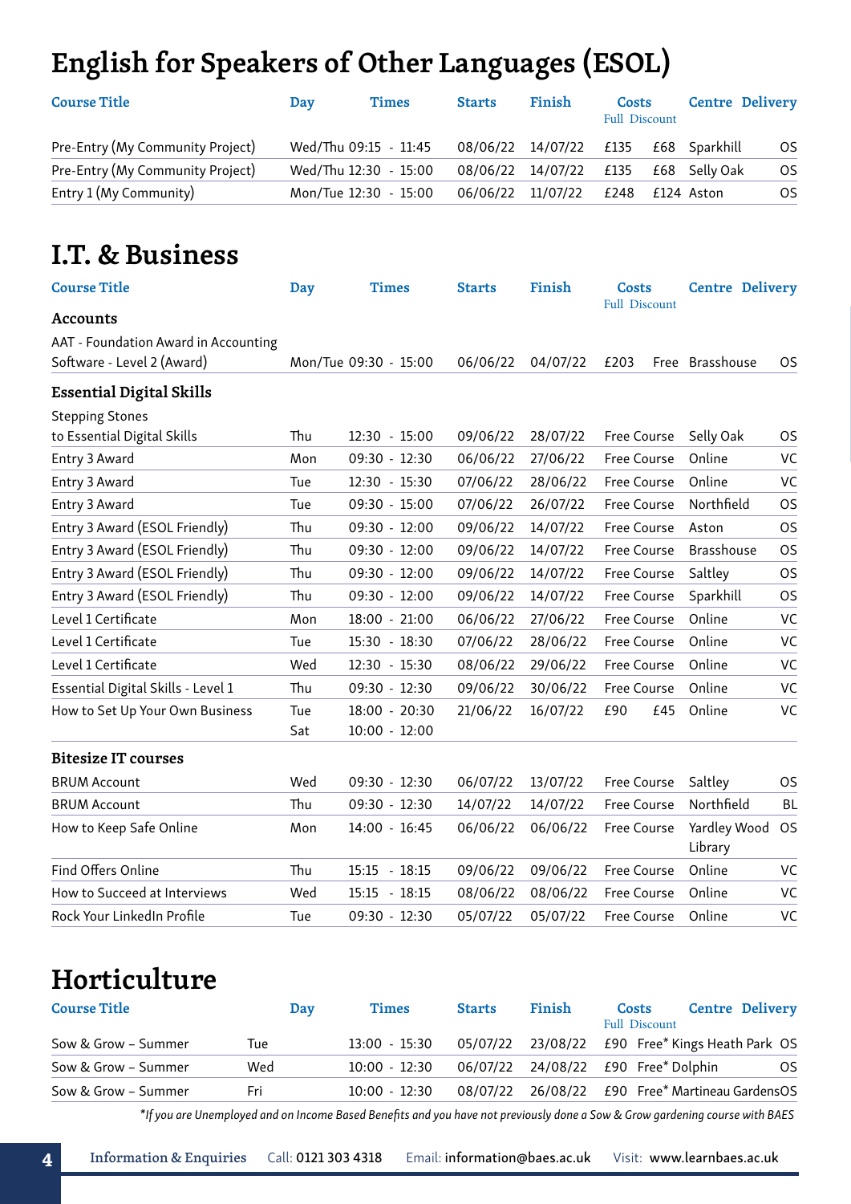# English for Speakers of Other Languages (ESOL)

| Course Title | Day | Times | Starts | Finish | Costs Full | Costs Discount | Centre | Delivery |
|---|---|---|---|---|---|---|---|---|
| Pre-Entry (My Community Project) | Wed/Thu | 09:15 - 11:45 | 08/06/22 | 14/07/22 | £135 | £68 | Sparkhill | OS |
| Pre-Entry (My Community Project) | Wed/Thu | 12:30 - 15:00 | 08/06/22 | 14/07/22 | £135 | £68 | Selly Oak | OS |
| Entry 1 (My Community) | Mon/Tue | 12:30 - 15:00 | 06/06/22 | 11/07/22 | £248 | £124 | Aston | OS |

# I.T. & Business

| Course Title | Day | Times | Starts | Finish | Costs Full | Costs Discount | Centre | Delivery |
|---|---|---|---|---|---|---|---|---|
| **Accounts** | | | | | | | | |
| AAT - Foundation Award in Accounting Software - Level 2 (Award) | Mon/Tue | 09:30 - 15:00 | 06/06/22 | 04/07/22 | £203 | Free | Brasshouse | OS |
| **Essential Digital Skills** | | | | | | | | |
| Stepping Stones to Essential Digital Skills | Thu | 12:30 - 15:00 | 09/06/22 | 28/07/22 | Free Course | | Selly Oak | OS |
| Entry 3 Award | Mon | 09:30 - 12:30 | 06/06/22 | 27/06/22 | Free Course | | Online | VC |
| Entry 3 Award | Tue | 12:30 - 15:30 | 07/06/22 | 28/06/22 | Free Course | | Online | VC |
| Entry 3 Award | Tue | 09:30 - 15:00 | 07/06/22 | 26/07/22 | Free Course | | Northfield | OS |
| Entry 3 Award (ESOL Friendly) | Thu | 09:30 - 12:00 | 09/06/22 | 14/07/22 | Free Course | | Aston | OS |
| Entry 3 Award (ESOL Friendly) | Thu | 09:30 - 12:00 | 09/06/22 | 14/07/22 | Free Course | | Brasshouse | OS |
| Entry 3 Award (ESOL Friendly) | Thu | 09:30 - 12:00 | 09/06/22 | 14/07/22 | Free Course | | Saltley | OS |
| Entry 3 Award (ESOL Friendly) | Thu | 09:30 - 12:00 | 09/06/22 | 14/07/22 | Free Course | | Sparkhill | OS |
| Level 1 Certificate | Mon | 18:00 - 21:00 | 06/06/22 | 27/06/22 | Free Course | | Online | VC |
| Level 1 Certificate | Tue | 15:30 - 18:30 | 07/06/22 | 28/06/22 | Free Course | | Online | VC |
| Level 1 Certificate | Wed | 12:30 - 15:30 | 08/06/22 | 29/06/22 | Free Course | | Online | VC |
| Essential Digital Skills - Level 1 | Thu | 09:30 - 12:30 | 09/06/22 | 30/06/22 | Free Course | | Online | VC |
| How to Set Up Your Own Business | Tue<br>Sat | 18:00 - 20:30<br>10:00 - 12:00 | 21/06/22 | 16/07/22 | £90 | £45 | Online | VC |
| **Bitesize IT courses** | | | | | | | | |
| BRUM Account | Wed | 09:30 - 12:30 | 06/07/22 | 13/07/22 | Free Course | | Saltley | OS |
| BRUM Account | Thu | 09:30 - 12:30 | 14/07/22 | 14/07/22 | Free Course | | Northfield | BL |
| How to Keep Safe Online | Mon | 14:00 - 16:45 | 06/06/22 | 06/06/22 | Free Course | | Yardley Wood Library | OS |
| Find Offers Online | Thu | 15:15 - 18:15 | 09/06/22 | 09/06/22 | Free Course | | Online | VC |
| How to Succeed at Interviews | Wed | 15:15 - 18:15 | 08/06/22 | 08/06/22 | Free Course | | Online | VC |
| Rock Your LinkedIn Profile | Tue | 09:30 - 12:30 | 05/07/22 | 05/07/22 | Free Course | | Online | VC |

# Horticulture

| Course Title | Day | Times | Starts | Finish | Costs Full | Costs Discount | Centre | Delivery |
|---|---|---|---|---|---|---|---|---|
| Sow & Grow – Summer | Tue | 13:00 - 15:30 | 05/07/22 | 23/08/22 | £90 | Free* | Kings Heath Park | OS |
| Sow & Grow – Summer | Wed | 10:00 - 12:30 | 06/07/22 | 24/08/22 | £90 | Free* | Dolphin | OS |
| Sow & Grow – Summer | Fri | 10:00 - 12:30 | 08/07/22 | 26/08/22 | £90 | Free* | Martineau Gardens | OS |

*\*If you are Unemployed and on Income Based Benefits and you have not previously done a Sow & Grow gardening course with BAES*

**Information & Enquiries** Call: 0121 303 4318 Email: information@baes.ac.uk Visit: www.learnbaes.ac.uk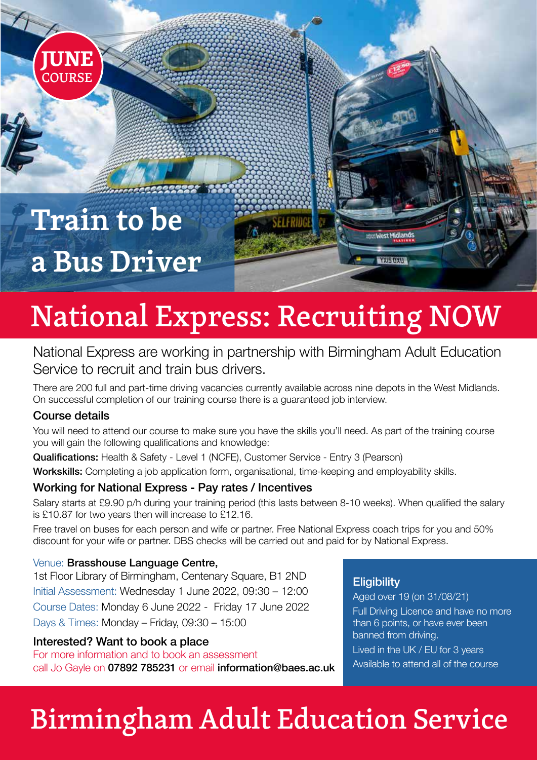**JUNE COURSE**

# Train to be a Bus Driver

# National Express: Recruiting NOW

National Express are working in partnership with Birmingham Adult Education Service to recruit and train bus drivers.

There are 200 full and part-time driving vacancies currently available across nine depots in the West Midlands. On successful completion of our training course there is a guaranteed job interview.

### Course details

You will need to attend our course to make sure you have the skills you'll need. As part of the training course you will gain the following qualifications and knowledge:

**Qualifications:** Health & Safety - Level 1 (NCFE), Customer Service - Entry 3 (Pearson)

**Workskills:** Completing a job application form, organisational, time-keeping and employability skills.

### Working for National Express - Pay rates / Incentives

Salary starts at £9.90 p/h during your training period (this lasts between 8-10 weeks). When qualified the salary is £10.87 for two years then will increase to £12.16.

Free travel on buses for each person and wife or partner. Free National Express coach trips for you and 50% discount for your wife or partner. DBS checks will be carried out and paid for by National Express.

Venue: **Brasshouse Language Centre,**
1st Floor Library of Birmingham, Centenary Square, B1 2ND
Initial Assessment: Wednesday 1 June 2022, 09:30 – 12:00
Course Dates: Monday 6 June 2022 - Friday 17 June 2022
Days & Times: Monday – Friday, 09:30 – 15:00

### Interested? Want to book a place

For more information and to book an assessment call Jo Gayle on **07892 785231** or email **information@baes.ac.uk**

### Eligibility

Aged over 19 (on 31/08/21)

Full Driving Licence and have no more than 6 points, or have ever been banned from driving.

Lived in the UK / EU for 3 years

Available to attend all of the course

# Birmingham Adult Education Service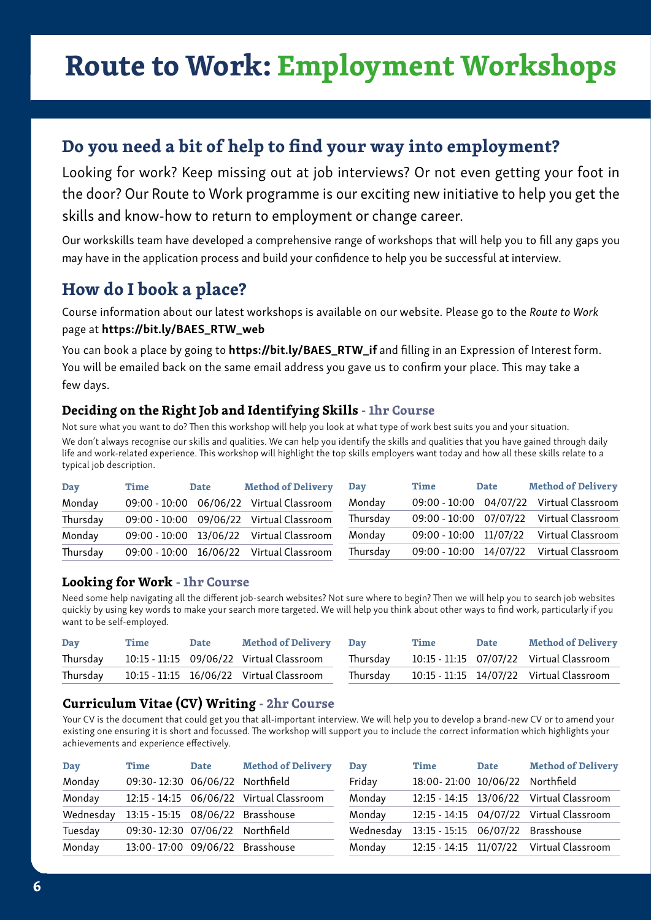# Route to Work: Employment Workshops

## Do you need a bit of help to find your way into employment?

Looking for work? Keep missing out at job interviews? Or not even getting your foot in the door? Our Route to Work programme is our exciting new initiative to help you get the skills and know-how to return to employment or change career.

Our workskills team have developed a comprehensive range of workshops that will help you to fill any gaps you may have in the application process and build your confidence to help you be successful at interview.

## How do I book a place?

Course information about our latest workshops is available on our website. Please go to the *Route to Work* page at **https://bit.ly/BAES_RTW_web**

You can book a place by going to **https://bit.ly/BAES_RTW_if** and filling in an Expression of Interest form. You will be emailed back on the same email address you gave us to confirm your place. This may take a few days.

### Deciding on the Right Job and Identifying Skills - 1hr Course

Not sure what you want to do? Then this workshop will help you look at what type of work best suits you and your situation.

We don't always recognise our skills and qualities. We can help you identify the skills and qualities that you have gained through daily life and work-related experience. This workshop will highlight the top skills employers want today and how all these skills relate to a typical job description.

| Day | Time | Date | Method of Delivery |
|---|---|---|---|
| Monday | 09:00 - 10:00 | 06/06/22 | Virtual Classroom |
| Thursday | 09:00 - 10:00 | 09/06/22 | Virtual Classroom |
| Monday | 09:00 - 10:00 | 13/06/22 | Virtual Classroom |
| Thursday | 09:00 - 10:00 | 16/06/22 | Virtual Classroom |
| Monday | 09:00 - 10:00 | 04/07/22 | Virtual Classroom |
| Thursday | 09:00 - 10:00 | 07/07/22 | Virtual Classroom |
| Monday | 09:00 - 10:00 | 11/07/22 | Virtual Classroom |
| Thursday | 09:00 - 10:00 | 14/07/22 | Virtual Classroom |

### Looking for Work - 1hr Course

Need some help navigating all the different job-search websites? Not sure where to begin? Then we will help you to search job websites quickly by using key words to make your search more targeted. We will help you think about other ways to find work, particularly if you want to be self-employed.

| Day | Time | Date | Method of Delivery |
|---|---|---|---|
| Thursday | 10:15 - 11:15 | 09/06/22 | Virtual Classroom |
| Thursday | 10:15 - 11:15 | 16/06/22 | Virtual Classroom |
| Thursday | 10:15 - 11:15 | 07/07/22 | Virtual Classroom |
| Thursday | 10:15 - 11:15 | 14/07/22 | Virtual Classroom |

### Curriculum Vitae (CV) Writing - 2hr Course

Your CV is the document that could get you that all-important interview. We will help you to develop a brand-new CV or to amend your existing one ensuring it is short and focussed. The workshop will support you to include the correct information which highlights your achievements and experience effectively.

| Day | Time | Date | Method of Delivery |
|---|---|---|---|
| Monday | 09:30- 12:30 | 06/06/22 | Northfield |
| Monday | 12:15 - 14:15 | 06/06/22 | Virtual Classroom |
| Wednesday | 13:15 - 15:15 | 08/06/22 | Brasshouse |
| Tuesday | 09:30- 12:30 | 07/06/22 | Northfield |
| Monday | 13:00- 17:00 | 09/06/22 | Brasshouse |
| Friday | 18:00- 21:00 | 10/06/22 | Northfield |
| Monday | 12:15 - 14:15 | 13/06/22 | Virtual Classroom |
| Monday | 12:15 - 14:15 | 04/07/22 | Virtual Classroom |
| Wednesday | 13:15 - 15:15 | 06/07/22 | Brasshouse |
| Monday | 12:15 - 14:15 | 11/07/22 | Virtual Classroom |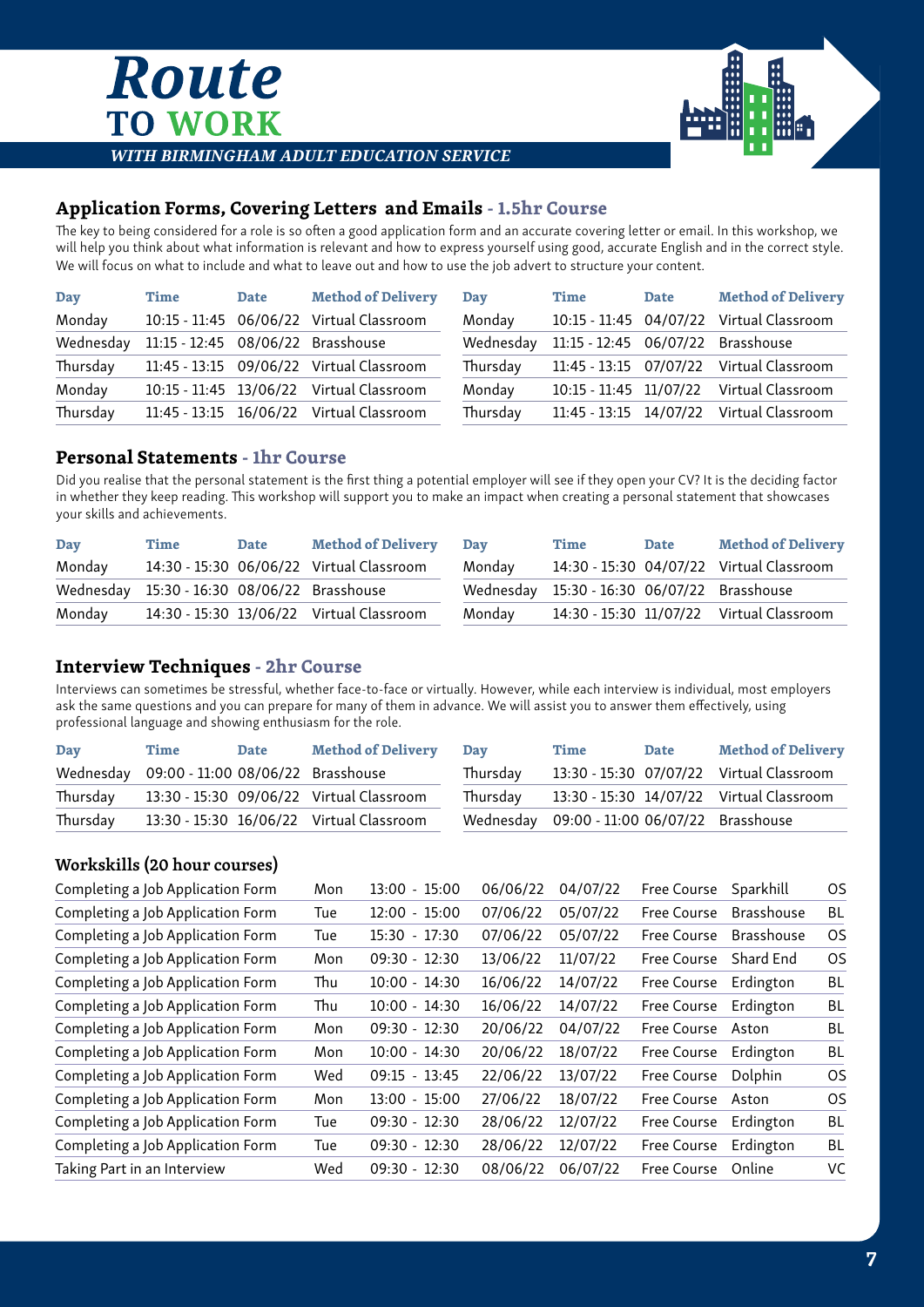# Route TO WORK

*WITH BIRMINGHAM ADULT EDUCATION SERVICE*

## Application Forms, Covering Letters and Emails - 1.5hr Course

The key to being considered for a role is so often a good application form and an accurate covering letter or email. In this workshop, we will help you think about what information is relevant and how to express yourself using good, accurate English and in the correct style. We will focus on what to include and what to leave out and how to use the job advert to structure your content.

| Day | Time | Date | Method of Delivery |
|---|---|---|---|
| Monday | 10:15 - 11:45 | 06/06/22 | Virtual Classroom |
| Wednesday | 11:15 - 12:45 | 08/06/22 | Brasshouse |
| Thursday | 11:45 - 13:15 | 09/06/22 | Virtual Classroom |
| Monday | 10:15 - 11:45 | 13/06/22 | Virtual Classroom |
| Thursday | 11:45 - 13:15 | 16/06/22 | Virtual Classroom |
| Monday | 10:15 - 11:45 | 04/07/22 | Virtual Classroom |
| Wednesday | 11:15 - 12:45 | 06/07/22 | Brasshouse |
| Thursday | 11:45 - 13:15 | 07/07/22 | Virtual Classroom |
| Monday | 10:15 - 11:45 | 11/07/22 | Virtual Classroom |
| Thursday | 11:45 - 13:15 | 14/07/22 | Virtual Classroom |

## Personal Statements - 1hr Course

Did you realise that the personal statement is the first thing a potential employer will see if they open your CV? It is the deciding factor in whether they keep reading. This workshop will support you to make an impact when creating a personal statement that showcases your skills and achievements.

| Day | Time | Date | Method of Delivery |
|---|---|---|---|
| Monday | 14:30 - 15:30 | 06/06/22 | Virtual Classroom |
| Wednesday | 15:30 - 16:30 | 08/06/22 | Brasshouse |
| Monday | 14:30 - 15:30 | 13/06/22 | Virtual Classroom |
| Monday | 14:30 - 15:30 | 04/07/22 | Virtual Classroom |
| Wednesday | 15:30 - 16:30 | 06/07/22 | Brasshouse |
| Monday | 14:30 - 15:30 | 11/07/22 | Virtual Classroom |

## Interview Techniques - 2hr Course

Interviews can sometimes be stressful, whether face-to-face or virtually. However, while each interview is individual, most employers ask the same questions and you can prepare for many of them in advance. We will assist you to answer them effectively, using professional language and showing enthusiasm for the role.

| Day | Time | Date | Method of Delivery |
|---|---|---|---|
| Wednesday | 09:00 - 11:00 | 08/06/22 | Brasshouse |
| Thursday | 13:30 - 15:30 | 09/06/22 | Virtual Classroom |
| Thursday | 13:30 - 15:30 | 16/06/22 | Virtual Classroom |
| Thursday | 13:30 - 15:30 | 07/07/22 | Virtual Classroom |
| Thursday | 13:30 - 15:30 | 14/07/22 | Virtual Classroom |
| Wednesday | 09:00 - 11:00 | 06/07/22 | Brasshouse |

## Workskills (20 hour courses)

| Course | Day | Time | Start | End | Fee | Venue | |
|---|---|---|---|---|---|---|---|
| Completing a Job Application Form | Mon | 13:00 - 15:00 | 06/06/22 | 04/07/22 | Free Course | Sparkhill | OS |
| Completing a Job Application Form | Tue | 12:00 - 15:00 | 07/06/22 | 05/07/22 | Free Course | Brasshouse | BL |
| Completing a Job Application Form | Tue | 15:30 - 17:30 | 07/06/22 | 05/07/22 | Free Course | Brasshouse | OS |
| Completing a Job Application Form | Mon | 09:30 - 12:30 | 13/06/22 | 11/07/22 | Free Course | Shard End | OS |
| Completing a Job Application Form | Thu | 10:00 - 14:30 | 16/06/22 | 14/07/22 | Free Course | Erdington | BL |
| Completing a Job Application Form | Thu | 10:00 - 14:30 | 16/06/22 | 14/07/22 | Free Course | Erdington | BL |
| Completing a Job Application Form | Mon | 09:30 - 12:30 | 20/06/22 | 04/07/22 | Free Course | Aston | BL |
| Completing a Job Application Form | Mon | 10:00 - 14:30 | 20/06/22 | 18/07/22 | Free Course | Erdington | BL |
| Completing a Job Application Form | Wed | 09:15 - 13:45 | 22/06/22 | 13/07/22 | Free Course | Dolphin | OS |
| Completing a Job Application Form | Mon | 13:00 - 15:00 | 27/06/22 | 18/07/22 | Free Course | Aston | OS |
| Completing a Job Application Form | Tue | 09:30 - 12:30 | 28/06/22 | 12/07/22 | Free Course | Erdington | BL |
| Completing a Job Application Form | Tue | 09:30 - 12:30 | 28/06/22 | 12/07/22 | Free Course | Erdington | BL |
| Taking Part in an Interview | Wed | 09:30 - 12:30 | 08/06/22 | 06/07/22 | Free Course | Online | VC |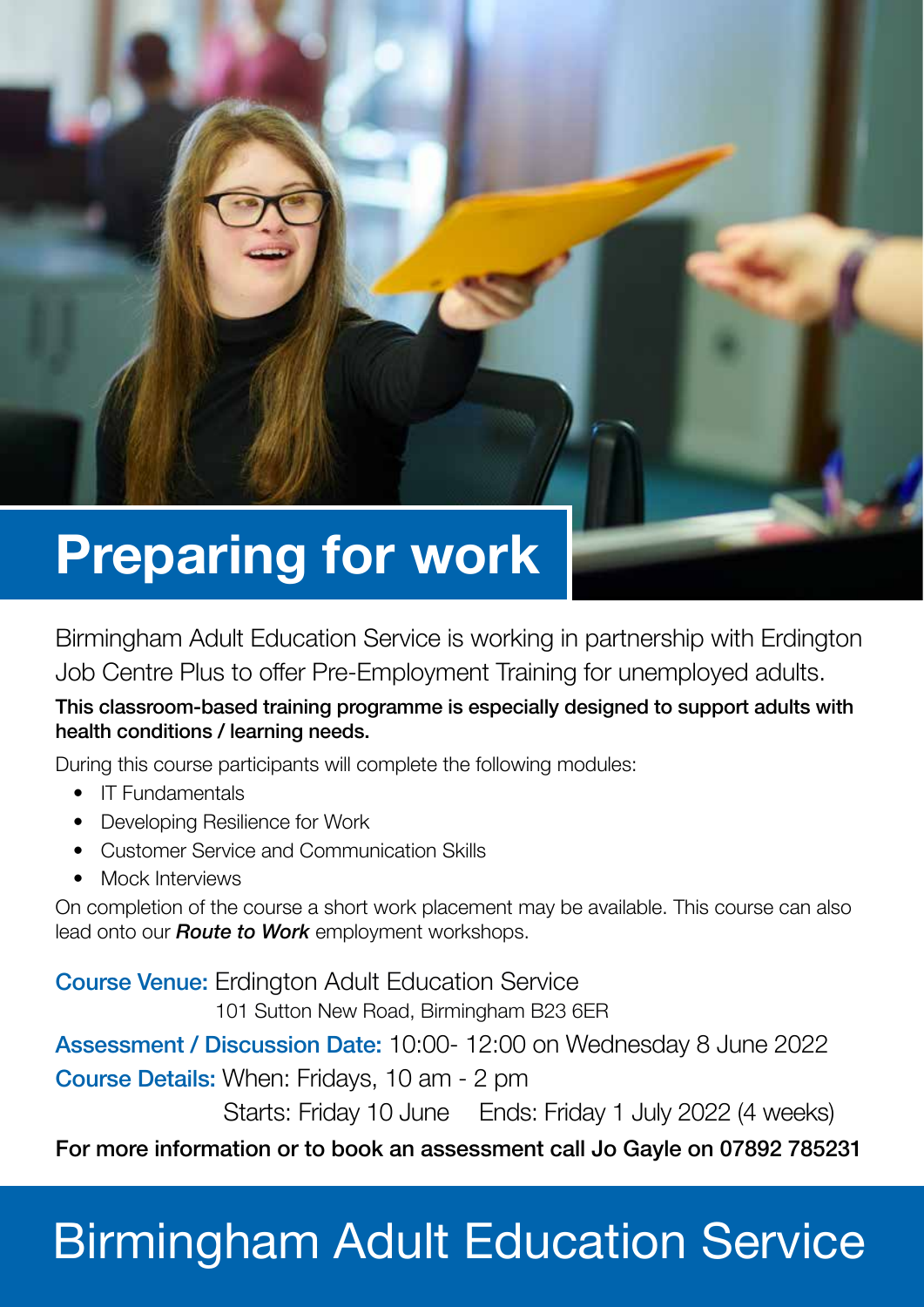# Preparing for work

Birmingham Adult Education Service is working in partnership with Erdington Job Centre Plus to offer Pre-Employment Training for unemployed adults.

**This classroom-based training programme is especially designed to support adults with health conditions / learning needs.**

During this course participants will complete the following modules:

- IT Fundamentals
- Developing Resilience for Work
- Customer Service and Communication Skills
- Mock Interviews

On completion of the course a short work placement may be available. This course can also lead onto our ***Route to Work*** employment workshops.

**Course Venue:** Erdington Adult Education Service
101 Sutton New Road, Birmingham B23 6ER

**Assessment / Discussion Date:** 10:00- 12:00 on Wednesday 8 June 2022

**Course Details:** When: Fridays, 10 am - 2 pm
Starts: Friday 10 June Ends: Friday 1 July 2022 (4 weeks)

**For more information or to book an assessment call Jo Gayle on 07892 785231**

## Birmingham Adult Education Service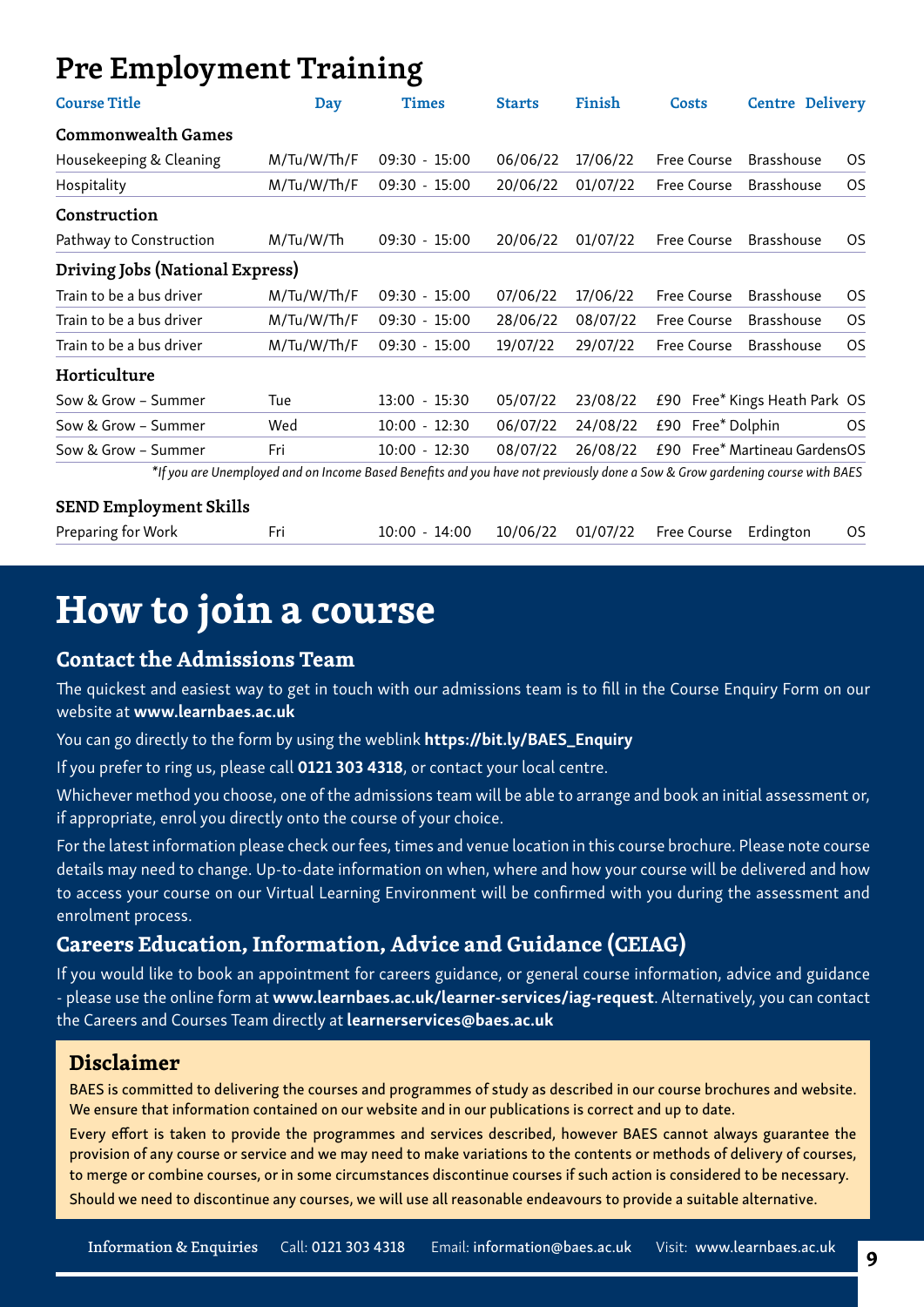# Pre Employment Training

| Course Title | Day | Times | Starts | Finish | Costs | Centre | Delivery |
|---|---|---|---|---|---|---|---|
| **Commonwealth Games** | | | | | | | |
| Housekeeping & Cleaning | M/Tu/W/Th/F | 09:30 - 15:00 | 06/06/22 | 17/06/22 | Free Course | Brasshouse | OS |
| Hospitality | M/Tu/W/Th/F | 09:30 - 15:00 | 20/06/22 | 01/07/22 | Free Course | Brasshouse | OS |
| **Construction** | | | | | | | |
| Pathway to Construction | M/Tu/W/Th | 09:30 - 15:00 | 20/06/22 | 01/07/22 | Free Course | Brasshouse | OS |
| **Driving Jobs (National Express)** | | | | | | | |
| Train to be a bus driver | M/Tu/W/Th/F | 09:30 - 15:00 | 07/06/22 | 17/06/22 | Free Course | Brasshouse | OS |
| Train to be a bus driver | M/Tu/W/Th/F | 09:30 - 15:00 | 28/06/22 | 08/07/22 | Free Course | Brasshouse | OS |
| Train to be a bus driver | M/Tu/W/Th/F | 09:30 - 15:00 | 19/07/22 | 29/07/22 | Free Course | Brasshouse | OS |
| **Horticulture** | | | | | | | |
| Sow & Grow – Summer | Tue | 13:00 - 15:30 | 05/07/22 | 23/08/22 | £90 Free* | Kings Heath Park | OS |
| Sow & Grow – Summer | Wed | 10:00 - 12:30 | 06/07/22 | 24/08/22 | £90 Free* | Dolphin | OS |
| Sow & Grow – Summer | Fri | 10:00 - 12:30 | 08/07/22 | 26/08/22 | £90 Free* | Martineau Gardens | OS |
| **SEND Employment Skills** | | | | | | | |
| Preparing for Work | Fri | 10:00 - 14:00 | 10/06/22 | 01/07/22 | Free Course | Erdington | OS |

*\*If you are Unemployed and on Income Based Benefits and you have not previously done a Sow & Grow gardening course with BAES*

# How to join a course

## Contact the Admissions Team

The quickest and easiest way to get in touch with our admissions team is to fill in the Course Enquiry Form on our website at **www.learnbaes.ac.uk**

You can go directly to the form by using the weblink **https://bit.ly/BAES_Enquiry**

If you prefer to ring us, please call **0121 303 4318**, or contact your local centre.

Whichever method you choose, one of the admissions team will be able to arrange and book an initial assessment or, if appropriate, enrol you directly onto the course of your choice.

For the latest information please check our fees, times and venue location in this course brochure. Please note course details may need to change. Up-to-date information on when, where and how your course will be delivered and how to access your course on our Virtual Learning Environment will be confirmed with you during the assessment and enrolment process.

## Careers Education, Information, Advice and Guidance (CEIAG)

If you would like to book an appointment for careers guidance, or general course information, advice and guidance - please use the online form at **www.learnbaes.ac.uk/learner-services/iag-request**. Alternatively, you can contact the Careers and Courses Team directly at **learnerservices@baes.ac.uk**

## Disclaimer

BAES is committed to delivering the courses and programmes of study as described in our course brochures and website. We ensure that information contained on our website and in our publications is correct and up to date.

Every effort is taken to provide the programmes and services described, however BAES cannot always guarantee the provision of any course or service and we may need to make variations to the contents or methods of delivery of courses, to merge or combine courses, or in some circumstances discontinue courses if such action is considered to be necessary.

Should we need to discontinue any courses, we will use all reasonable endeavours to provide a suitable alternative.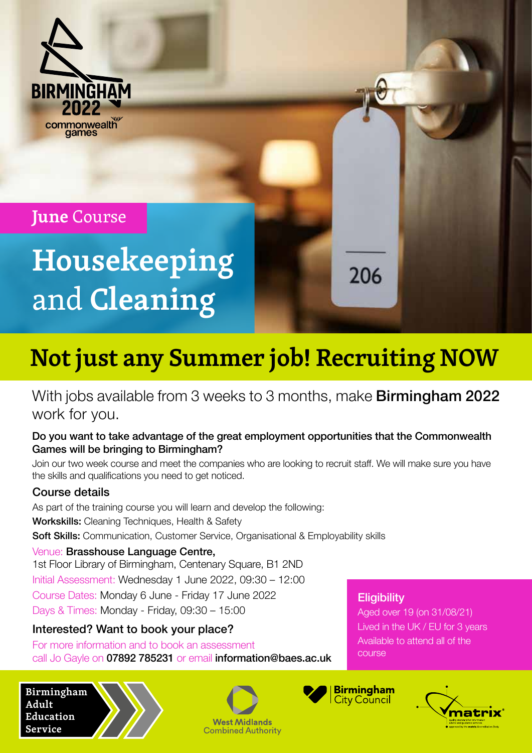BIRMINGHAM 2022 commonwealth games

**June** Course

# Housekeeping and Cleaning

206

## Not just any Summer job! Recruiting NOW

With jobs available from 3 weeks to 3 months, make **Birmingham 2022** work for you.

**Do you want to take advantage of the great employment opportunities that the Commonwealth Games will be bringing to Birmingham?**

Join our two week course and meet the companies who are looking to recruit staff. We will make sure you have the skills and qualifications you need to get noticed.

### Course details

As part of the training course you will learn and develop the following:

**Workskills:** Cleaning Techniques, Health & Safety

**Soft Skills:** Communication, Customer Service, Organisational & Employability skills

Venue: **Brasshouse Language Centre,**
1st Floor Library of Birmingham, Centenary Square, B1 2ND

Initial Assessment: Wednesday 1 June 2022, 09:30 – 12:00

Course Dates: Monday 6 June - Friday 17 June 2022

Days & Times: Monday - Friday, 09:30 – 15:00

### Interested? Want to book your place?

For more information and to book an assessment call Jo Gayle on **07892 785231** or email **information@baes.ac.uk**

### Eligibility

Aged over 19 (on 31/08/21)
Lived in the UK / EU for 3 years
Available to attend all of the course

Birmingham Adult Education Service

West Midlands Combined Authority

Birmingham City Council

matrix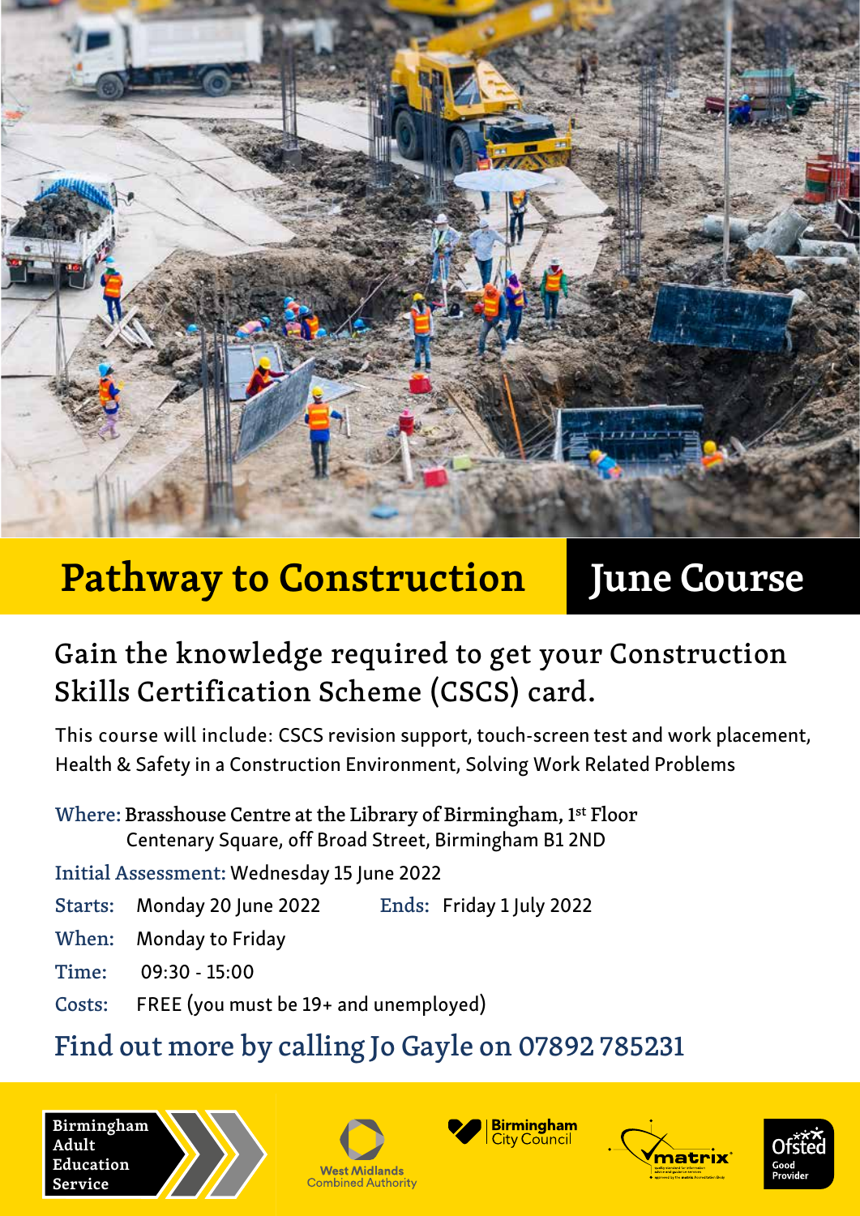# Pathway to Construction

## June Course

## Gain the knowledge required to get your Construction Skills Certification Scheme (CSCS) card.

This course will include: CSCS revision support, touch-screen test and work placement, Health & Safety in a Construction Environment, Solving Work Related Problems

Where: Brasshouse Centre at the Library of Birmingham, 1st Floor
Centenary Square, off Broad Street, Birmingham B1 2ND

Initial Assessment: Wednesday 15 June 2022

Starts: Monday 20 June 2022 Ends: Friday 1 July 2022

When: Monday to Friday

Time: 09:30 - 15:00

Costs: FREE (you must be 19+ and unemployed)

## Find out more by calling Jo Gayle on 07892 785231

Birmingham Adult Education Service

West Midlands Combined Authority

Birmingham City Council

matrix

Ofsted Good Provider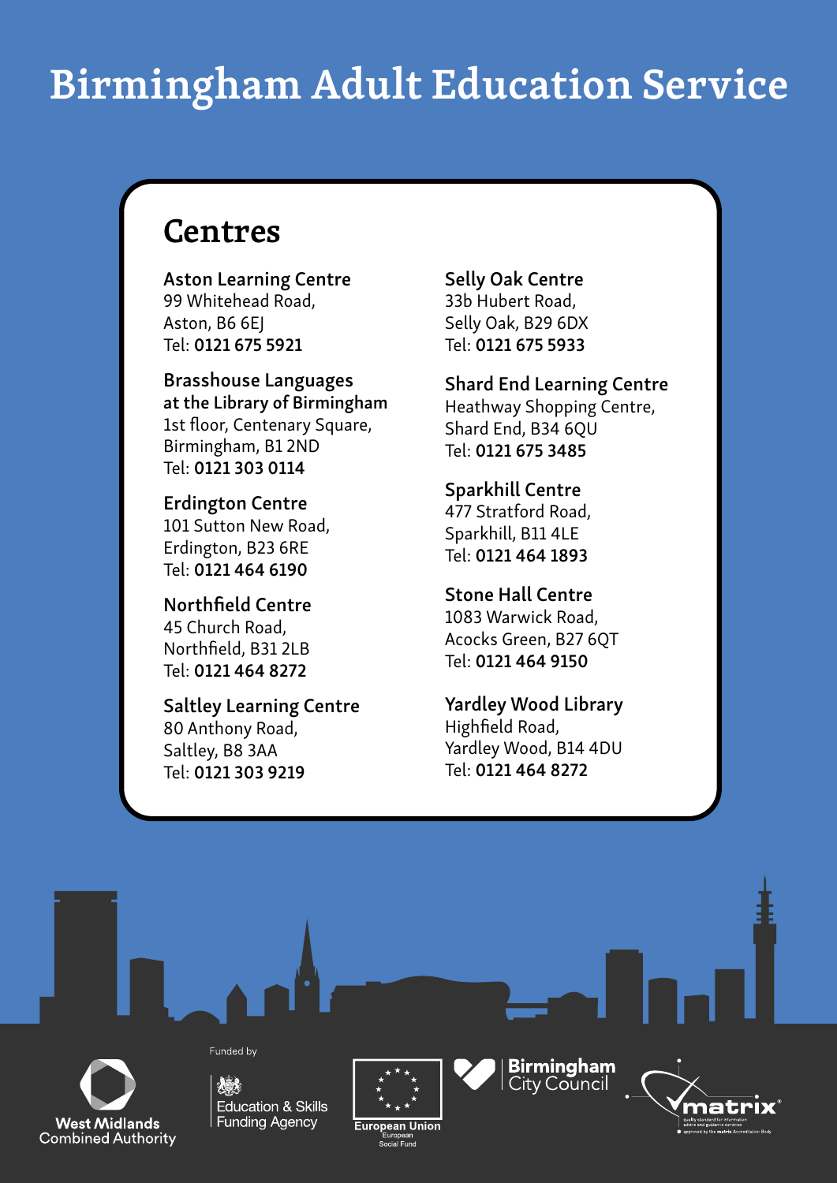# Birmingham Adult Education Service

## Centres

**Aston Learning Centre**
99 Whitehead Road,
Aston, B6 6EJ
Tel: **0121 675 5921**

**Brasshouse Languages at the Library of Birmingham**
1st floor, Centenary Square,
Birmingham, B1 2ND
Tel: **0121 303 0114**

**Erdington Centre**
101 Sutton New Road,
Erdington, B23 6RE
Tel: **0121 464 6190**

**Northfield Centre**
45 Church Road,
Northfield, B31 2LB
Tel: **0121 464 8272**

**Saltley Learning Centre**
80 Anthony Road,
Saltley, B8 3AA
Tel: **0121 303 9219**

**Selly Oak Centre**
33b Hubert Road,
Selly Oak, B29 6DX
Tel: **0121 675 5933**

**Shard End Learning Centre**
Heathway Shopping Centre,
Shard End, B34 6QU
Tel: **0121 675 3485**

**Sparkhill Centre**
477 Stratford Road,
Sparkhill, B11 4LE
Tel: **0121 464 1893**

**Stone Hall Centre**
1083 Warwick Road,
Acocks Green, B27 6QT
Tel: **0121 464 9150**

**Yardley Wood Library**
Highfield Road,
Yardley Wood, B14 4DU
Tel: **0121 464 8272**

West Midlands Combined Authority

Funded by

Education & Skills Funding Agency

European Union
European Social Fund

Birmingham City Council

matrix